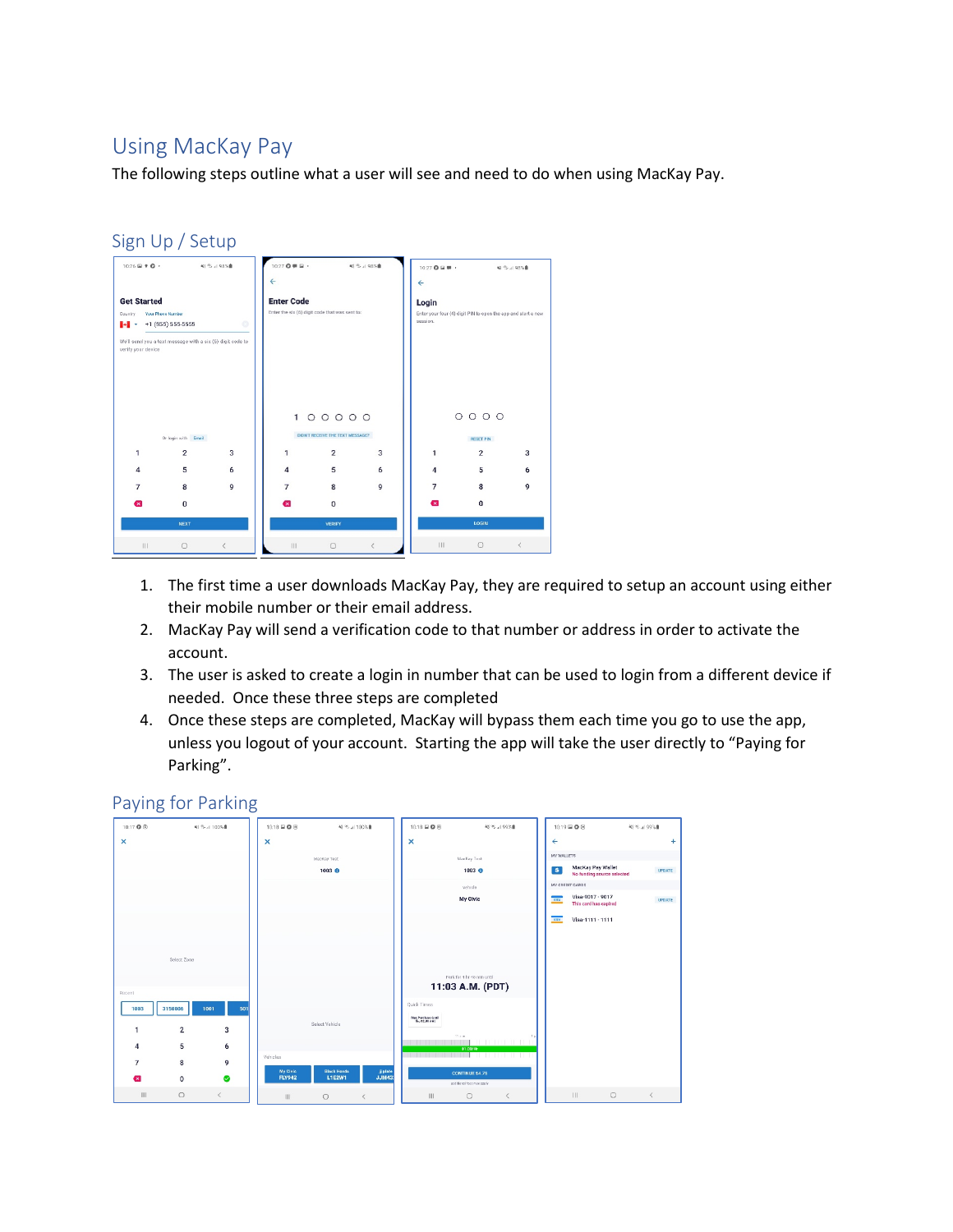# Using MacKay Pay

The following steps outline what a user will see and need to do when using MacKay Pay.

## Sign Up / Setup

1. The first time a user downloads MacKay Pay, they are required to setup an account using either their mobile number or their email address.
2. MacKay Pay will send a verification code to that number or address in order to activate the account.
3. The user is asked to create a login in number that can be used to login from a different device if needed. Once these three steps are completed
4. Once these steps are completed, MacKay will bypass them each time you go to use the app, unless you logout of your account. Starting the app will take the user directly to "Paying for Parking".

## Paying for Parking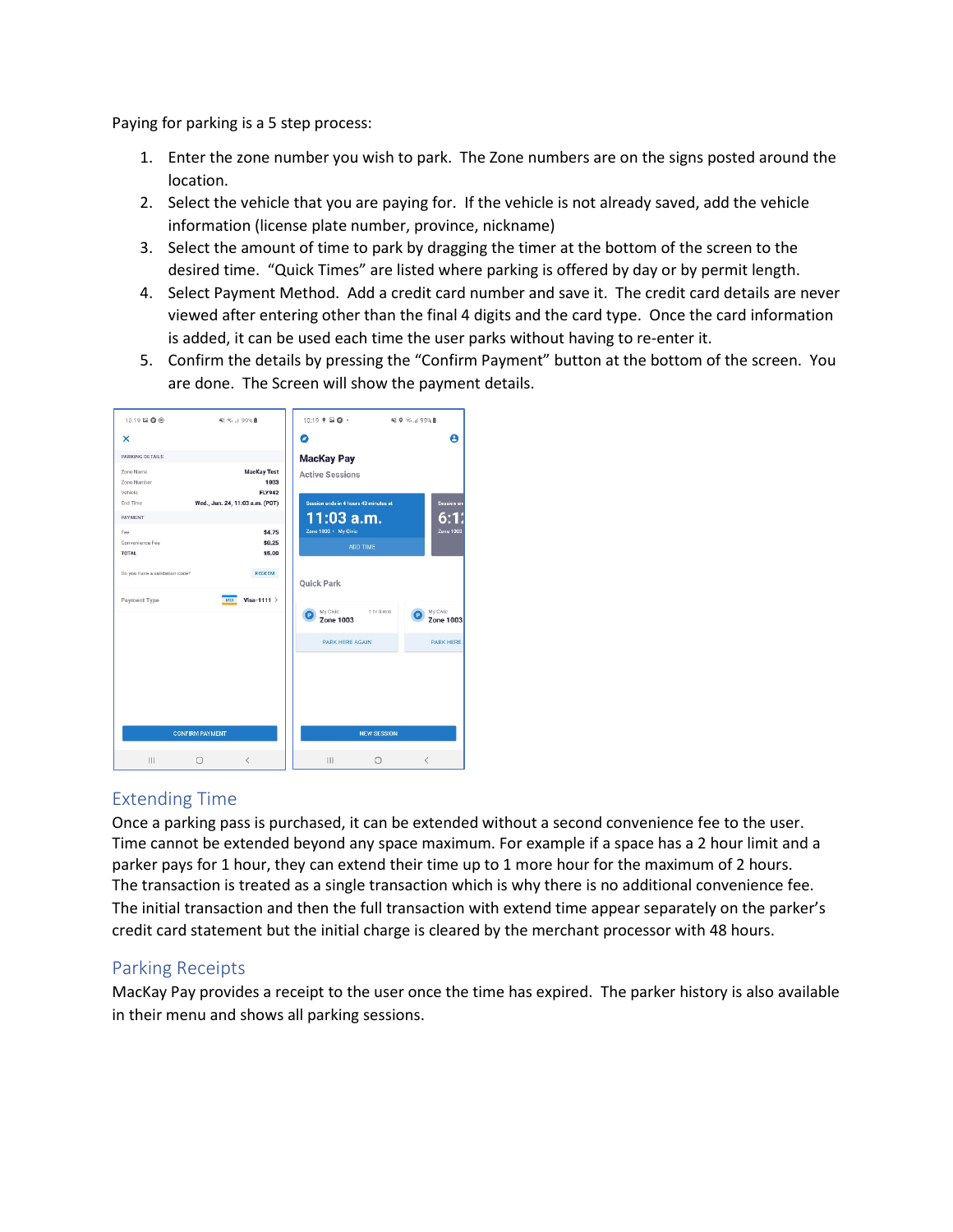Paying for parking is a 5 step process:

1. Enter the zone number you wish to park. The Zone numbers are on the signs posted around the location.
2. Select the vehicle that you are paying for. If the vehicle is not already saved, add the vehicle information (license plate number, province, nickname)
3. Select the amount of time to park by dragging the timer at the bottom of the screen to the desired time. "Quick Times" are listed where parking is offered by day or by permit length.
4. Select Payment Method. Add a credit card number and save it. The credit card details are never viewed after entering other than the final 4 digits and the card type. Once the card information is added, it can be used each time the user parks without having to re-enter it.
5. Confirm the details by pressing the "Confirm Payment" button at the bottom of the screen. You are done. The Screen will show the payment details.

## Extending Time

Once a parking pass is purchased, it can be extended without a second convenience fee to the user. Time cannot be extended beyond any space maximum. For example if a space has a 2 hour limit and a parker pays for 1 hour, they can extend their time up to 1 more hour for the maximum of 2 hours. The transaction is treated as a single transaction which is why there is no additional convenience fee. The initial transaction and then the full transaction with extend time appear separately on the parker's credit card statement but the initial charge is cleared by the merchant processor with 48 hours.

## Parking Receipts

MacKay Pay provides a receipt to the user once the time has expired. The parker history is also available in their menu and shows all parking sessions.